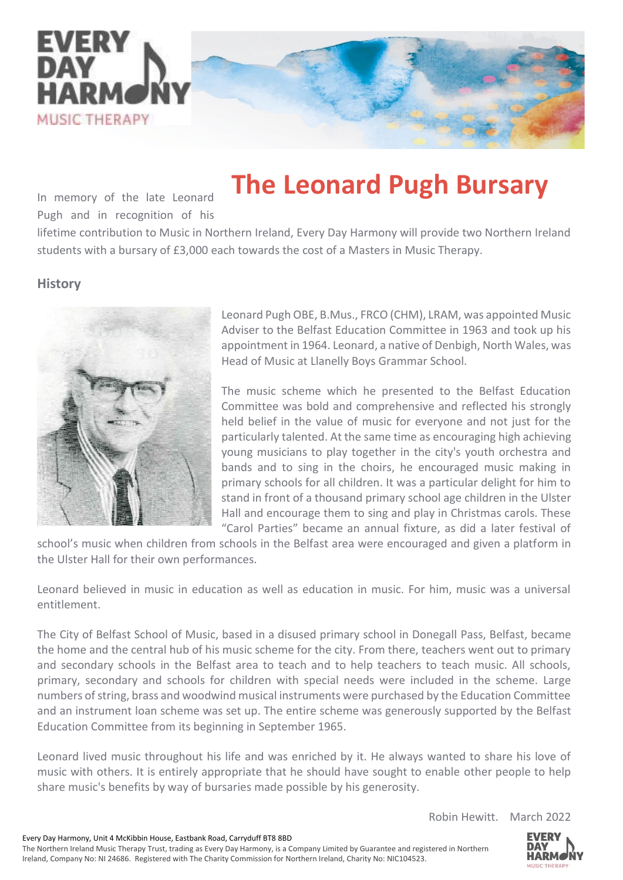# The Leonard Pugh Bursary

In memory of the late Leonard Pugh and in recognition of his lifetime contribution to Music in Northern Ireland, Every Day Harmony will provide two Northern Ireland students with a bursary of £3,000 each towards the cost of a Masters in Music Therapy.

## History

Leonard Pugh OBE, B.Mus., FRCO (CHM), LRAM, was appointed Music Adviser to the Belfast Education Committee in 1963 and took up his appointment in 1964. Leonard, a native of Denbigh, North Wales, was Head of Music at Llanelly Boys Grammar School.

The music scheme which he presented to the Belfast Education Committee was bold and comprehensive and reflected his strongly held belief in the value of music for everyone and not just for the particularly talented. At the same time as encouraging high achieving young musicians to play together in the city's youth orchestra and bands and to sing in the choirs, he encouraged music making in primary schools for all children. It was a particular delight for him to stand in front of a thousand primary school age children in the Ulster Hall and encourage them to sing and play in Christmas carols. These "Carol Parties" became an annual fixture, as did a later festival of school's music when children from schools in the Belfast area were encouraged and given a platform in the Ulster Hall for their own performances.

Leonard believed in music in education as well as education in music. For him, music was a universal entitlement.

The City of Belfast School of Music, based in a disused primary school in Donegall Pass, Belfast, became the home and the central hub of his music scheme for the city. From there, teachers went out to primary and secondary schools in the Belfast area to teach and to help teachers to teach music. All schools, primary, secondary and schools for children with special needs were included in the scheme. Large numbers of string, brass and woodwind musical instruments were purchased by the Education Committee and an instrument loan scheme was set up. The entire scheme was generously supported by the Belfast Education Committee from its beginning in September 1965.

Leonard lived music throughout his life and was enriched by it. He always wanted to share his love of music with others. It is entirely appropriate that he should have sought to enable other people to help share music's benefits by way of bursaries made possible by his generosity.

Robin Hewitt. March 2022

Every Day Harmony, Unit 4 McKibbin House, Eastbank Road, Carryduff BT8 8BD
The Northern Ireland Music Therapy Trust, trading as Every Day Harmony, is a Company Limited by Guarantee and registered in Northern Ireland, Company No: NI 24686. Registered with The Charity Commission for Northern Ireland, Charity No: NIC104523.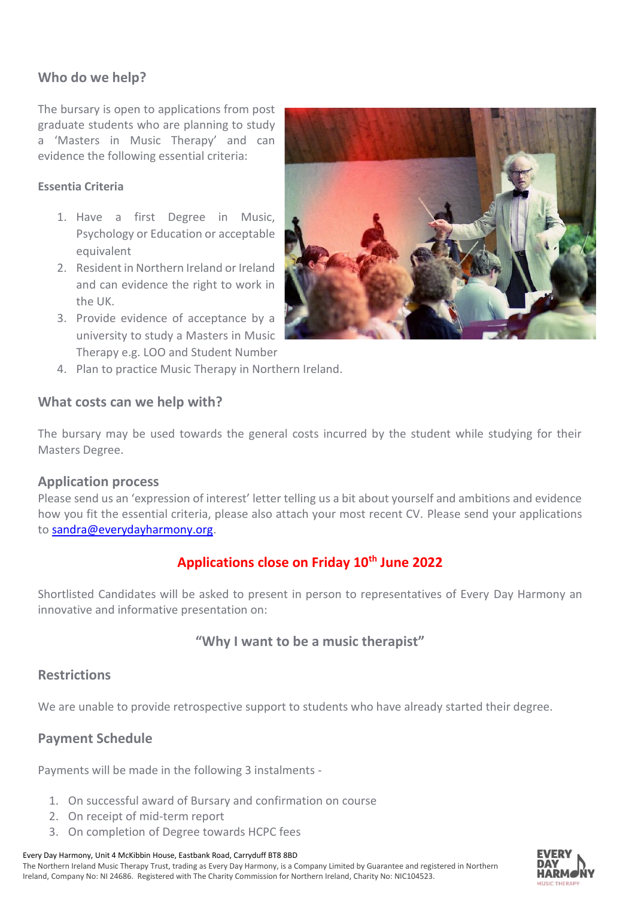## Who do we help?

The bursary is open to applications from post graduate students who are planning to study a 'Masters in Music Therapy' and can evidence the following essential criteria:

### Essentia Criteria

1. Have a first Degree in Music, Psychology or Education or acceptable equivalent
2. Resident in Northern Ireland or Ireland and can evidence the right to work in the UK.
3. Provide evidence of acceptance by a university to study a Masters in Music Therapy e.g. LOO and Student Number
4. Plan to practice Music Therapy in Northern Ireland.

## What costs can we help with?

The bursary may be used towards the general costs incurred by the student while studying for their Masters Degree.

## Application process

Please send us an 'expression of interest' letter telling us a bit about yourself and ambitions and evidence how you fit the essential criteria, please also attach your most recent CV. Please send your applications to sandra@everydayharmony.org.

**Applications close on Friday 10th June 2022**

Shortlisted Candidates will be asked to present in person to representatives of Every Day Harmony an innovative and informative presentation on:

**"Why I want to be a music therapist"**

## Restrictions

We are unable to provide retrospective support to students who have already started their degree.

## Payment Schedule

Payments will be made in the following 3 instalments -

1. On successful award of Bursary and confirmation on course
2. On receipt of mid-term report
3. On completion of Degree towards HCPC fees

Every Day Harmony, Unit 4 McKibbin House, Eastbank Road, Carryduff BT8 8BD
The Northern Ireland Music Therapy Trust, trading as Every Day Harmony, is a Company Limited by Guarantee and registered in Northern Ireland, Company No: NI 24686. Registered with The Charity Commission for Northern Ireland, Charity No: NIC104523.